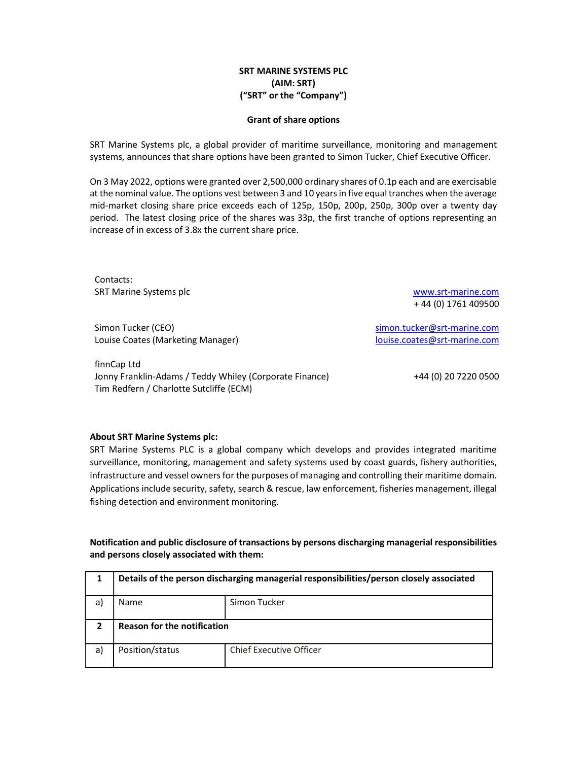**SRT MARINE SYSTEMS PLC**
**(AIM: SRT)**
**("SRT" or the "Company")**

**Grant of share options**

SRT Marine Systems plc, a global provider of maritime surveillance, monitoring and management systems, announces that share options have been granted to Simon Tucker, Chief Executive Officer.

On 3 May 2022, options were granted over 2,500,000 ordinary shares of 0.1p each and are exercisable at the nominal value. The options vest between 3 and 10 years in five equal tranches when the average mid-market closing share price exceeds each of 125p, 150p, 200p, 250p, 300p over a twenty day period. The latest closing price of the shares was 33p, the first tranche of options representing an increase of in excess of 3.8x the current share price.

Contacts:

| | |
|---|---|
| SRT Marine Systems plc | www.srt-marine.com<br>+ 44 (0) 1761 409500 |
| Simon Tucker (CEO)<br>Louise Coates (Marketing Manager) | simon.tucker@srt-marine.com<br>louise.coates@srt-marine.com |
| finnCap Ltd<br>Jonny Franklin-Adams / Teddy Whiley (Corporate Finance)<br>Tim Redfern / Charlotte Sutcliffe (ECM) | +44 (0) 20 7220 0500 |

**About SRT Marine Systems plc:**

SRT Marine Systems PLC is a global company which develops and provides integrated maritime surveillance, monitoring, management and safety systems used by coast guards, fishery authorities, infrastructure and vessel owners for the purposes of managing and controlling their maritime domain. Applications include security, safety, search & rescue, law enforcement, fisheries management, illegal fishing detection and environment monitoring.

**Notification and public disclosure of transactions by persons discharging managerial responsibilities and persons closely associated with them:**

| 1 | **Details of the person discharging managerial responsibilities/person closely associated** | |
|---|---|---|
| a) | Name | Simon Tucker |
| **2** | **Reason for the notification** | |
| a) | Position/status | Chief Executive Officer |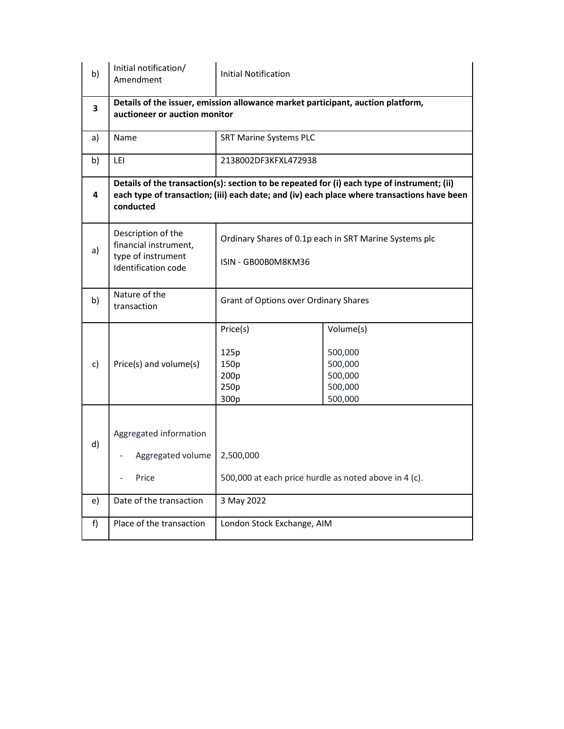| | | | |
|---|---|---|---|
| b) | Initial notification/ Amendment | Initial Notification | |
| **3** | **Details of the issuer, emission allowance market participant, auction platform, auctioneer or auction monitor** | | |
| a) | Name | SRT Marine Systems PLC | |
| b) | LEI | 2138002DF3KFXL472938 | |
| **4** | **Details of the transaction(s): section to be repeated for (i) each type of instrument; (ii) each type of transaction; (iii) each date; and (iv) each place where transactions have been conducted** | | |
| a) | Description of the financial instrument, type of instrument Identification code | Ordinary Shares of 0.1p each in SRT Marine Systems plc<br><br>ISIN - GB00B0M8KM36 | |
| b) | Nature of the transaction | Grant of Options over Ordinary Shares | |
| c) | Price(s) and volume(s) | Price(s)<br><br>125p<br>150p<br>200p<br>250p<br>300p | Volume(s)<br><br>500,000<br>500,000<br>500,000<br>500,000<br>500,000 |
| d) | Aggregated information<br>- Aggregated volume<br>- Price | 2,500,000<br><br>500,000 at each price hurdle as noted above in 4 (c). | |
| e) | Date of the transaction | 3 May 2022 | |
| f) | Place of the transaction | London Stock Exchange, AIM | |